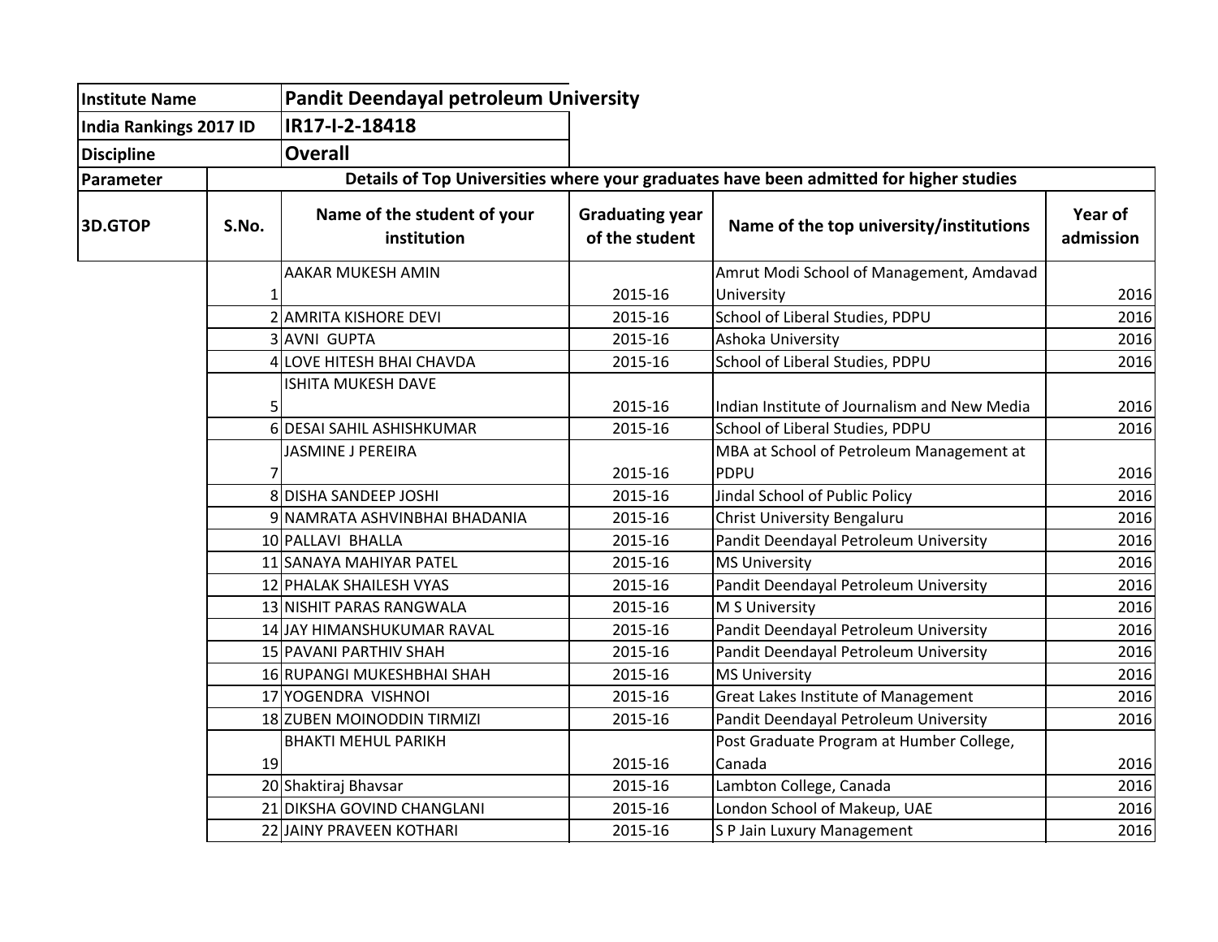| Institute Name | Pandit Deendayal petroleum University |
|---|---|
| India Rankings 2017 ID | IR17-I-2-18418 |
| Discipline | Overall |

| Parameter | Details of Top Universities where your graduates have been admitted for higher studies | | | | |
|---|---|---|---|---|---|
| 3D.GTOP | S.No. | Name of the student of your institution | Graduating year of the student | Name of the top university/institutions | Year of admission |
| | 1 | AAKAR MUKESH AMIN | 2015-16 | Amrut Modi School of Management, Amdavad University | 2016 |
| | 2 | AMRITA KISHORE DEVI | 2015-16 | School of Liberal Studies, PDPU | 2016 |
| | 3 | AVNI GUPTA | 2015-16 | Ashoka University | 2016 |
| | 4 | LOVE HITESH BHAI CHAVDA | 2015-16 | School of Liberal Studies, PDPU | 2016 |
| | 5 | ISHITA MUKESH DAVE | 2015-16 | Indian Institute of Journalism and New Media | 2016 |
| | 6 | DESAI SAHIL ASHISHKUMAR | 2015-16 | School of Liberal Studies, PDPU | 2016 |
| | 7 | JASMINE J PEREIRA | 2015-16 | MBA at School of Petroleum Management at PDPU | 2016 |
| | 8 | DISHA SANDEEP JOSHI | 2015-16 | Jindal School of Public Policy | 2016 |
| | 9 | NAMRATA ASHVINBHAI BHADANIA | 2015-16 | Christ University Bengaluru | 2016 |
| | 10 | PALLAVI BHALLA | 2015-16 | Pandit Deendayal Petroleum University | 2016 |
| | 11 | SANAYA MAHIYAR PATEL | 2015-16 | MS University | 2016 |
| | 12 | PHALAK SHAILESH VYAS | 2015-16 | Pandit Deendayal Petroleum University | 2016 |
| | 13 | NISHIT PARAS RANGWALA | 2015-16 | M S University | 2016 |
| | 14 | JAY HIMANSHUKUMAR RAVAL | 2015-16 | Pandit Deendayal Petroleum University | 2016 |
| | 15 | PAVANI PARTHIV SHAH | 2015-16 | Pandit Deendayal Petroleum University | 2016 |
| | 16 | RUPANGI MUKESHBHAI SHAH | 2015-16 | MS University | 2016 |
| | 17 | YOGENDRA VISHNOI | 2015-16 | Great Lakes Institute of Management | 2016 |
| | 18 | ZUBEN MOINODDIN TIRMIZI | 2015-16 | Pandit Deendayal Petroleum University | 2016 |
| | 19 | BHAKTI MEHUL PARIKH | 2015-16 | Post Graduate Program at Humber College, Canada | 2016 |
| | 20 | Shaktiraj Bhavsar | 2015-16 | Lambton College, Canada | 2016 |
| | 21 | DIKSHA GOVIND CHANGLANI | 2015-16 | London School of Makeup, UAE | 2016 |
| | 22 | JAINY PRAVEEN KOTHARI | 2015-16 | S P Jain Luxury Management | 2016 |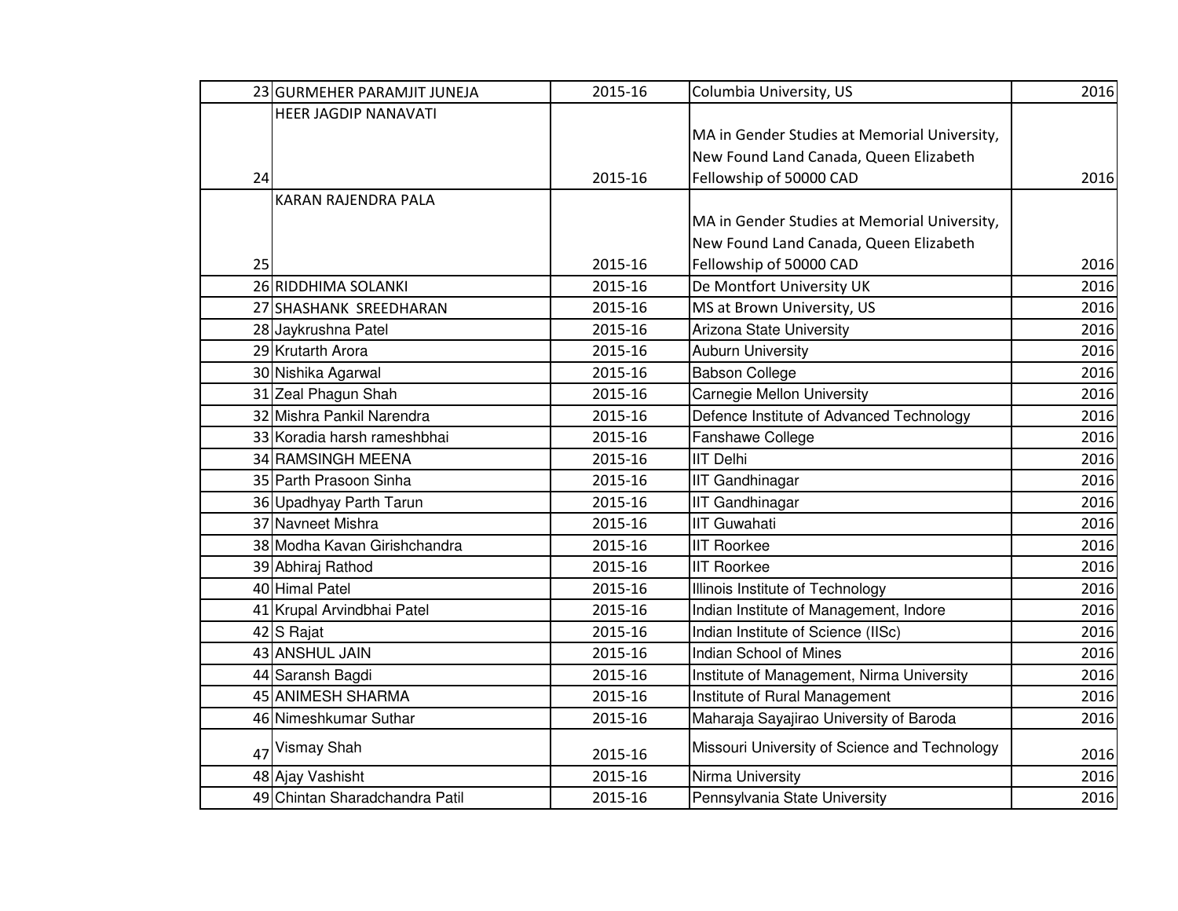| | | | | |
|---|---|---|---|---|
| 23 | GURMEHER PARAMJIT JUNEJA | 2015-16 | Columbia University, US | 2016 |
| 24 | HEER JAGDIP NANAVATI | 2015-16 | MA in Gender Studies at Memorial University, New Found Land Canada, Queen Elizabeth Fellowship of 50000 CAD | 2016 |
| 25 | KARAN RAJENDRA PALA | 2015-16 | MA in Gender Studies at Memorial University, New Found Land Canada, Queen Elizabeth Fellowship of 50000 CAD | 2016 |
| 26 | RIDDHIMA SOLANKI | 2015-16 | De Montfort University UK | 2016 |
| 27 | SHASHANK SREEDHARAN | 2015-16 | MS at Brown University, US | 2016 |
| 28 | Jaykrushna Patel | 2015-16 | Arizona State University | 2016 |
| 29 | Krutarth Arora | 2015-16 | Auburn University | 2016 |
| 30 | Nishika Agarwal | 2015-16 | Babson College | 2016 |
| 31 | Zeal Phagun Shah | 2015-16 | Carnegie Mellon University | 2016 |
| 32 | Mishra Pankil Narendra | 2015-16 | Defence Institute of Advanced Technology | 2016 |
| 33 | Koradia harsh rameshbhai | 2015-16 | Fanshawe College | 2016 |
| 34 | RAMSINGH MEENA | 2015-16 | IIT Delhi | 2016 |
| 35 | Parth Prasoon Sinha | 2015-16 | IIT Gandhinagar | 2016 |
| 36 | Upadhyay Parth Tarun | 2015-16 | IIT Gandhinagar | 2016 |
| 37 | Navneet Mishra | 2015-16 | IIT Guwahati | 2016 |
| 38 | Modha Kavan Girishchandra | 2015-16 | IIT Roorkee | 2016 |
| 39 | Abhiraj Rathod | 2015-16 | IIT Roorkee | 2016 |
| 40 | Himal Patel | 2015-16 | Illinois Institute of Technology | 2016 |
| 41 | Krupal Arvindbhai Patel | 2015-16 | Indian Institute of Management, Indore | 2016 |
| 42 | S Rajat | 2015-16 | Indian Institute of Science (IISc) | 2016 |
| 43 | ANSHUL JAIN | 2015-16 | Indian School of Mines | 2016 |
| 44 | Saransh Bagdi | 2015-16 | Institute of Management, Nirma University | 2016 |
| 45 | ANIMESH SHARMA | 2015-16 | Institute of Rural Management | 2016 |
| 46 | Nimeshkumar Suthar | 2015-16 | Maharaja Sayajirao University of Baroda | 2016 |
| 47 | Vismay Shah | 2015-16 | Missouri University of Science and Technology | 2016 |
| 48 | Ajay Vashisht | 2015-16 | Nirma University | 2016 |
| 49 | Chintan Sharadchandra Patil | 2015-16 | Pennsylvania State University | 2016 |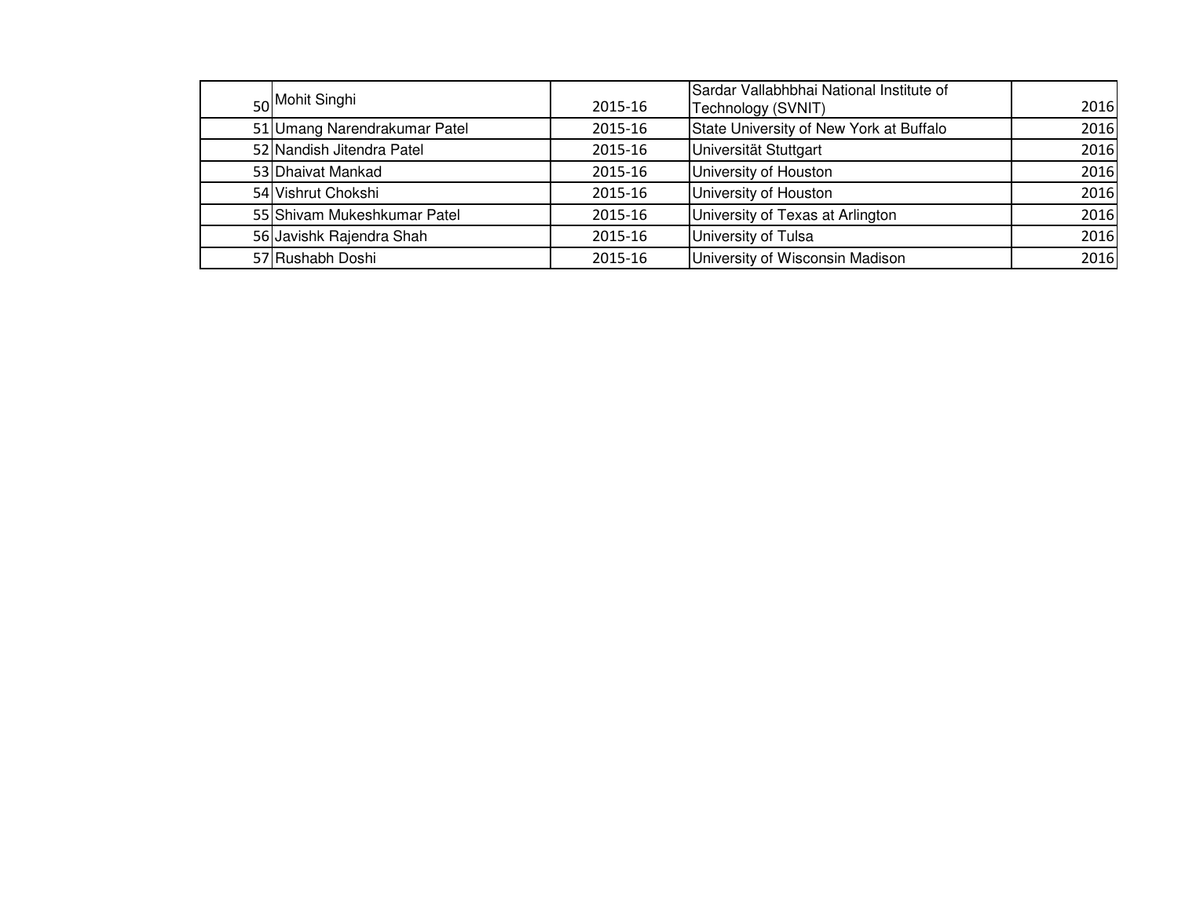| | | | | |
|---|---|---|---|---|
| 50 | Mohit Singhi | 2015-16 | Sardar Vallabhbhai National Institute of Technology (SVNIT) | 2016 |
| 51 | Umang Narendrakumar Patel | 2015-16 | State University of New York at Buffalo | 2016 |
| 52 | Nandish Jitendra Patel | 2015-16 | Universität Stuttgart | 2016 |
| 53 | Dhaivat Mankad | 2015-16 | University of Houston | 2016 |
| 54 | Vishrut Chokshi | 2015-16 | University of Houston | 2016 |
| 55 | Shivam Mukeshkumar Patel | 2015-16 | University of Texas at Arlington | 2016 |
| 56 | Javishk Rajendra Shah | 2015-16 | University of Tulsa | 2016 |
| 57 | Rushabh Doshi | 2015-16 | University of Wisconsin Madison | 2016 |